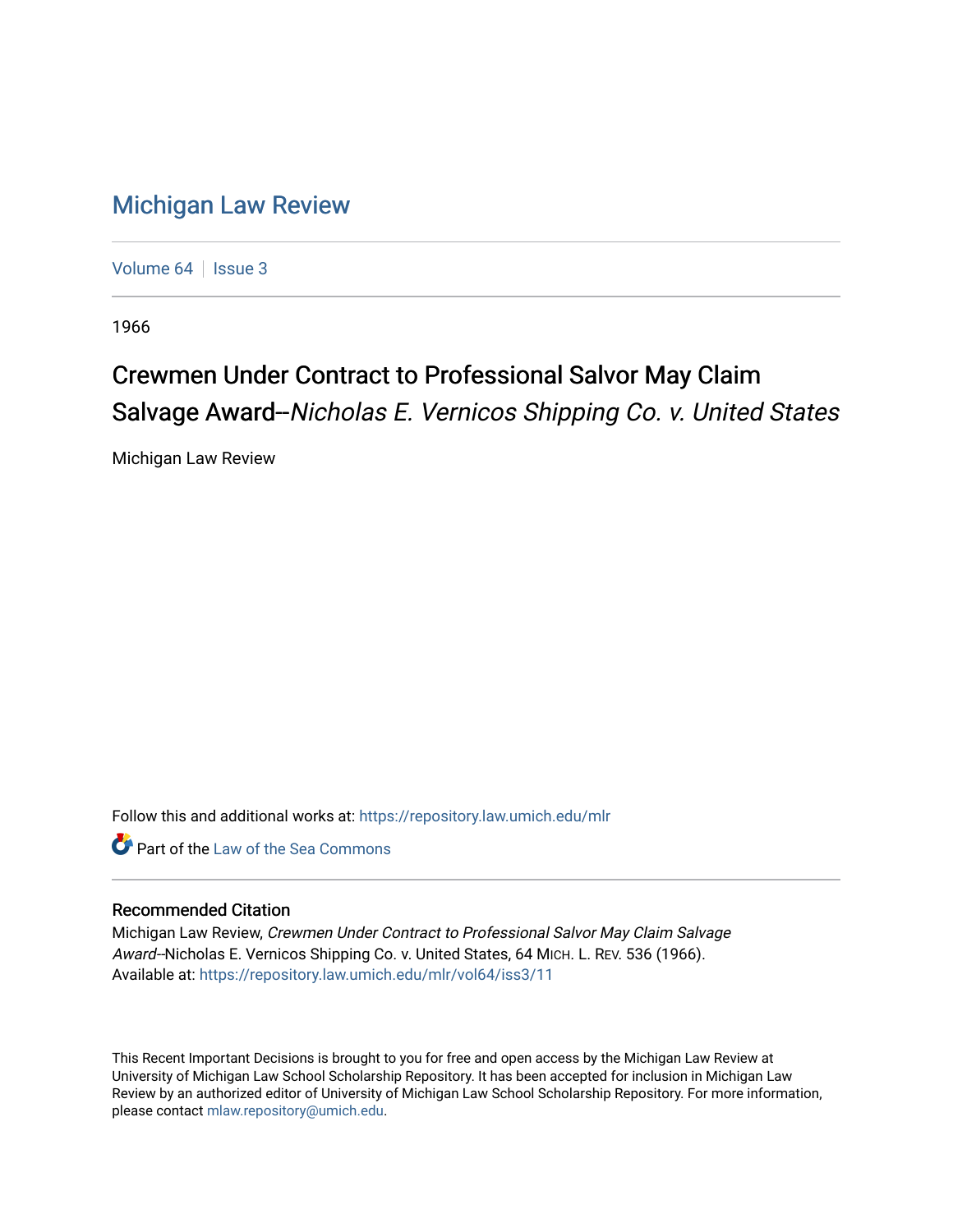# Michigan Law Review

Volume 64 | Issue 3

1966

## Crewmen Under Contract to Professional Salvor May Claim Salvage Award--*Nicholas E. Vernicos Shipping Co. v. United States*

Michigan Law Review

Follow this and additional works at: https://repository.law.umich.edu/mlr

Part of the Law of the Sea Commons

### Recommended Citation

Michigan Law Review, *Crewmen Under Contract to Professional Salvor May Claim Salvage Award--*Nicholas E. Vernicos Shipping Co. v. United States, 64 MICH. L. REV. 536 (1966).
Available at: https://repository.law.umich.edu/mlr/vol64/iss3/11

This Recent Important Decisions is brought to you for free and open access by the Michigan Law Review at University of Michigan Law School Scholarship Repository. It has been accepted for inclusion in Michigan Law Review by an authorized editor of University of Michigan Law School Scholarship Repository. For more information, please contact mlaw.repository@umich.edu.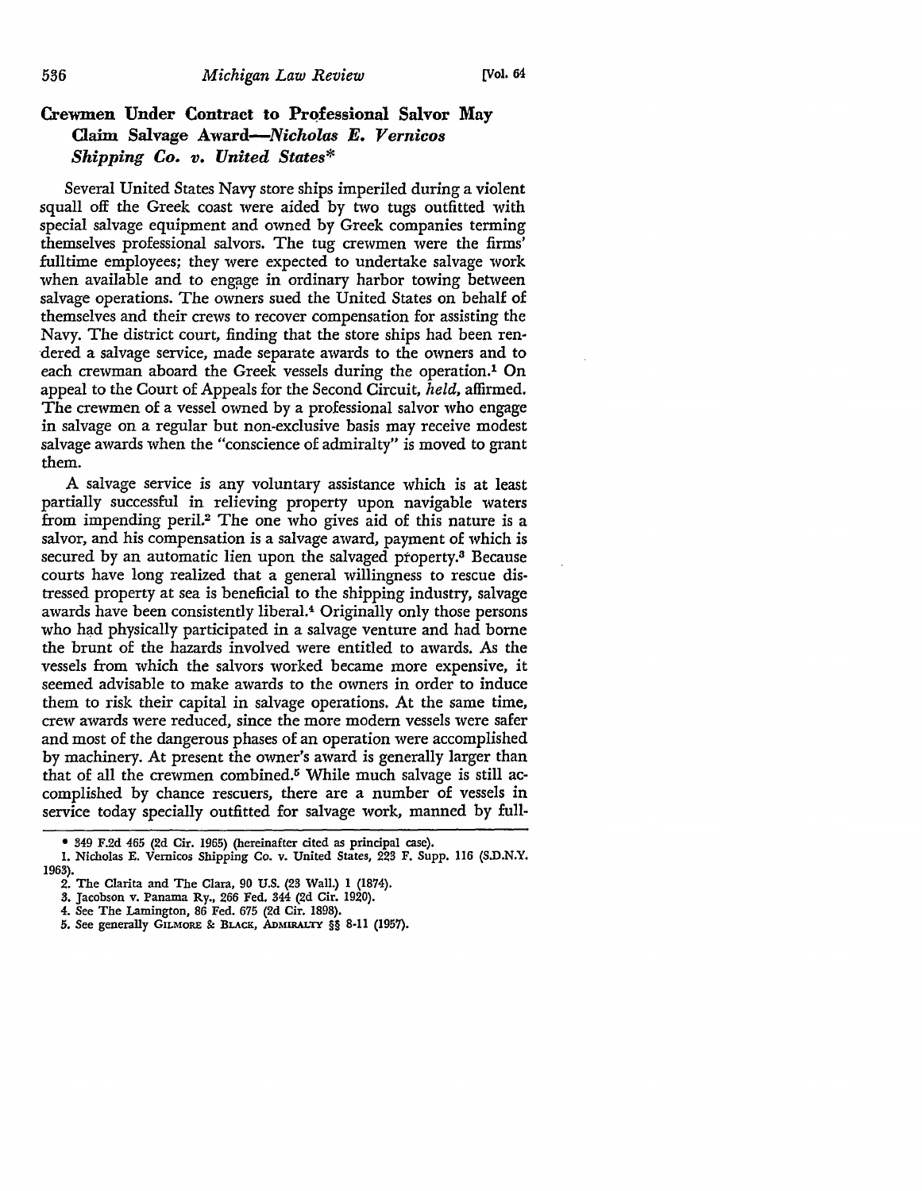## Crewmen Under Contract to Professional Salvor May Claim Salvage Award—*Nicholas E. Vernicos Shipping Co. v. United States*[*]

Several United States Navy store ships imperiled during a violent squall off the Greek coast were aided by two tugs outfitted with special salvage equipment and owned by Greek companies terming themselves professional salvors. The tug crewmen were the firms' fulltime employees; they were expected to undertake salvage work when available and to engage in ordinary harbor towing between salvage operations. The owners sued the United States on behalf of themselves and their crews to recover compensation for assisting the Navy. The district court, finding that the store ships had been rendered a salvage service, made separate awards to the owners and to each crewman aboard the Greek vessels during the operation.[1] On appeal to the Court of Appeals for the Second Circuit, *held,* affirmed. The crewmen of a vessel owned by a professional salvor who engage in salvage on a regular but non-exclusive basis may receive modest salvage awards when the "conscience of admiralty" is moved to grant them.

A salvage service is any voluntary assistance which is at least partially successful in relieving property upon navigable waters from impending peril.[2] The one who gives aid of this nature is a salvor, and his compensation is a salvage award, payment of which is secured by an automatic lien upon the salvaged property.[3] Because courts have long realized that a general willingness to rescue distressed property at sea is beneficial to the shipping industry, salvage awards have been consistently liberal.[4] Originally only those persons who had physically participated in a salvage venture and had borne the brunt of the hazards involved were entitled to awards. As the vessels from which the salvors worked became more expensive, it seemed advisable to make awards to the owners in order to induce them to risk their capital in salvage operations. At the same time, crew awards were reduced, since the more modern vessels were safer and most of the dangerous phases of an operation were accomplished by machinery. At present the owner's award is generally larger than that of all the crewmen combined.[5] While much salvage is still accomplished by chance rescuers, there are a number of vessels in service today specially outfitted for salvage work, manned by full-

---

[*] 349 F.2d 465 (2d Cir. 1965) (hereinafter cited as principal case).

1. Nicholas E. Vernicos Shipping Co. v. United States, 223 F. Supp. 116 (S.D.N.Y. 1963).

2. The Clarita and The Clara, 90 U.S. (23 Wall.) 1 (1874).

3. Jacobson v. Panama Ry., 266 Fed. 344 (2d Cir. 1920).

4. See The Lamington, 86 Fed. 675 (2d Cir. 1898).

5. See generally GILMORE & BLACK, ADMIRALTY §§ 8-11 (1957).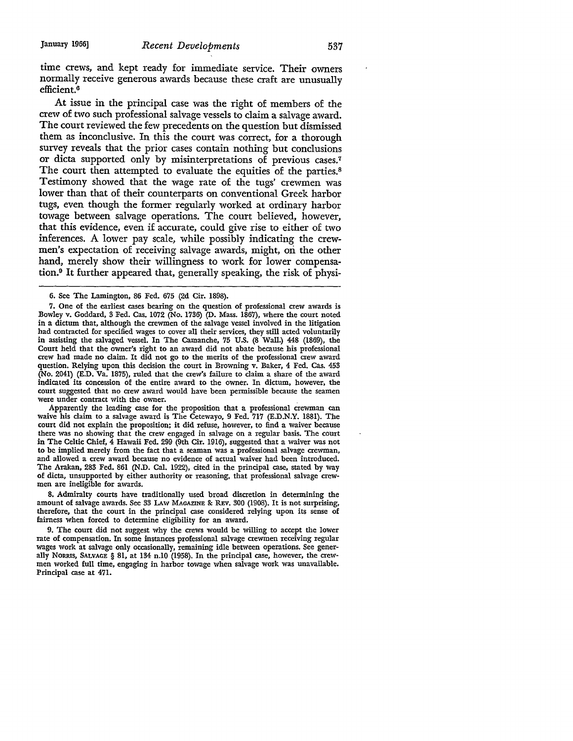time crews, and kept ready for immediate service. Their owners normally receive generous awards because these craft are unusually efficient.[6]

At issue in the principal case was the right of members of the crew of two such professional salvage vessels to claim a salvage award. The court reviewed the few precedents on the question but dismissed them as inconclusive. In this the court was correct, for a thorough survey reveals that the prior cases contain nothing but conclusions or dicta supported only by misinterpretations of previous cases.[7] The court then attempted to evaluate the equities of the parties.[8] Testimony showed that the wage rate of the tugs' crewmen was lower than that of their counterparts on conventional Greek harbor tugs, even though the former regularly worked at ordinary harbor towage between salvage operations. The court believed, however, that this evidence, even if accurate, could give rise to either of two inferences. A lower pay scale, while possibly indicating the crewmen's expectation of receiving salvage awards, might, on the other hand, merely show their willingness to work for lower compensation.[9] It further appeared that, generally speaking, the risk of physi-

---

6. See The Lamington, 86 Fed. 675 (2d Cir. 1898).

7. One of the earliest cases bearing on the question of professional crew awards is Bowley v. Goddard, 3 Fed. Cas. 1072 (No. 1736) (D. Mass. 1867), where the court noted in a dictum that, although the crewmen of the salvage vessel involved in the litigation had contracted for specified wages to cover all their services, they still acted voluntarily in assisting the salvaged vessel. In The Camanche, 75 U.S. (8 Wall.) 448 (1869), the Court held that the owner's right to an award did not abate because his professional crew had made no claim. It did not go to the merits of the professional crew award question. Relying upon this decision the court in Browning v. Baker, 4 Fed. Cas. 453 (No. 2041) (E.D. Va. 1875), ruled that the crew's failure to claim a share of the award indicated its concession of the entire award to the owner. In dictum, however, the court suggested that no crew award would have been permissible because the seamen were under contract with the owner.

Apparently the leading case for the proposition that a professional crewman can waive his claim to a salvage award is The Cetewayo, 9 Fed. 717 (E.D.N.Y. 1881). The court did not explain the proposition; it did refuse, however, to find a waiver because there was no showing that the crew engaged in salvage on a regular basis. The court in The Celtic Chief, 4 Hawaii Fed. 299 (9th Cir. 1916), suggested that a waiver was not to be implied merely from the fact that a seaman was a professional salvage crewman, and allowed a crew award because no evidence of actual waiver had been introduced. The Arakan, 283 Fed. 861 (N.D. Cal. 1922), cited in the principal case, stated by way of dicta, unsupported by either authority or reasoning, that professional salvage crewmen are ineligible for awards.

8. Admiralty courts have traditionally used broad discretion in determining the amount of salvage awards. See 33 Law Magazine & Rev. 300 (1908). It is not surprising, therefore, that the court in the principal case considered relying upon its sense of fairness when forced to determine eligibility for an award.

9. The court did not suggest why the crews would be willing to accept the lower rate of compensation. In some instances professional salvage crewmen receiving regular wages work at salvage only occasionally, remaining idle between operations. See generally Norris, Salvage § 81, at 134 n.10 (1958). In the principal case, however, the crewmen worked full time, engaging in harbor towage when salvage work was unavailable. Principal case at 471.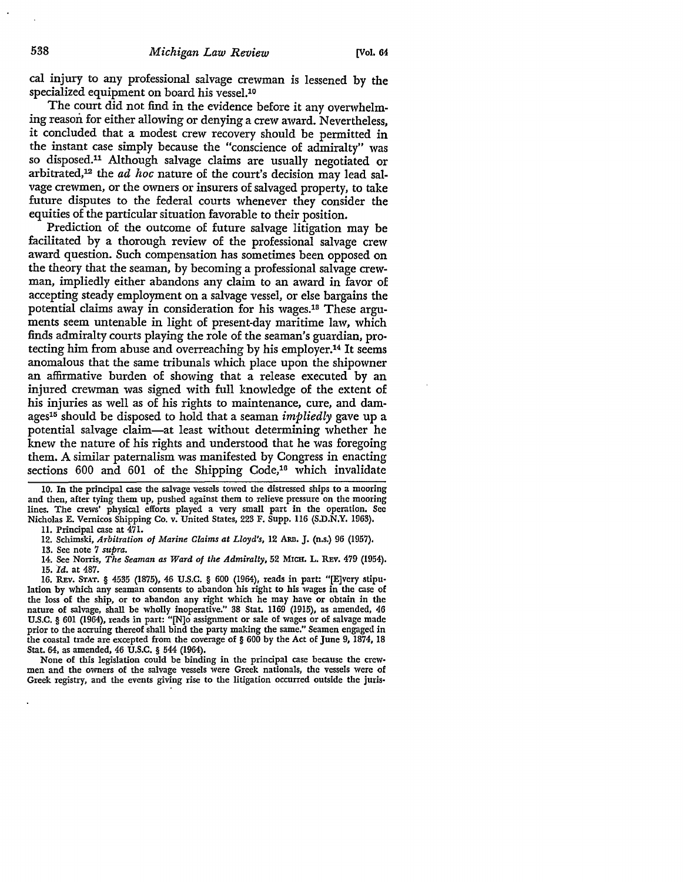cal injury to any professional salvage crewman is lessened by the specialized equipment on board his vessel.[10]

The court did not find in the evidence before it any overwhelming reason for either allowing or denying a crew award. Nevertheless, it concluded that a modest crew recovery should be permitted in the instant case simply because the "conscience of admiralty" was so disposed.[11] Although salvage claims are usually negotiated or arbitrated,[12] the *ad hoc* nature of the court's decision may lead salvage crewmen, or the owners or insurers of salvaged property, to take future disputes to the federal courts whenever they consider the equities of the particular situation favorable to their position.

Prediction of the outcome of future salvage litigation may be facilitated by a thorough review of the professional salvage crew award question. Such compensation has sometimes been opposed on the theory that the seaman, by becoming a professional salvage crewman, impliedly either abandons any claim to an award in favor of accepting steady employment on a salvage vessel, or else bargains the potential claims away in consideration for his wages.[13] These arguments seem untenable in light of present-day maritime law, which finds admiralty courts playing the role of the seaman's guardian, protecting him from abuse and overreaching by his employer.[14] It seems anomalous that the same tribunals which place upon the shipowner an affirmative burden of showing that a release executed by an injured crewman was signed with full knowledge of the extent of his injuries as well as of his rights to maintenance, cure, and damages[15] should be disposed to hold that a seaman *impliedly* gave up a potential salvage claim—at least without determining whether he knew the nature of his rights and understood that he was foregoing them. A similar paternalism was manifested by Congress in enacting sections 600 and 601 of the Shipping Code,[16] which invalidate

---

10. In the principal case the salvage vessels towed the distressed ships to a mooring and then, after tying them up, pushed against them to relieve pressure on the mooring lines. The crews' physical efforts played a very small part in the operation. See Nicholas E. Vernicos Shipping Co. v. United States, 223 F. Supp. 116 (S.D.N.Y. 1963).

11. Principal case at 471.

12. Schimski, *Arbitration of Marine Claims at Lloyd's*, 12 ARB. J. (n.s.) 96 (1957).

13. See note 7 *supra*.

14. See Norris, *The Seaman as Ward of the Admiralty*, 52 MICH. L. REV. 479 (1954).

15. *Id.* at 487.

16. REV. STAT. § 4535 (1875), 46 U.S.C. § 600 (1964), reads in part: "[E]very stipulation by which any seaman consents to abandon his right to his wages in the case of the loss of the ship, or to abandon any right which he may have or obtain in the nature of salvage, shall be wholly inoperative." 38 Stat. 1169 (1915), as amended, 46 U.S.C. § 601 (1964), reads in part: "[N]o assignment or sale of wages or of salvage made prior to the accruing thereof shall bind the party making the same." Seamen engaged in the coastal trade are excepted from the coverage of § 600 by the Act of June 9, 1874, 18 Stat. 64, as amended, 46 U.S.C. § 544 (1964).

None of this legislation could be binding in the principal case because the crewmen and the owners of the salvage vessels were Greek nationals, the vessels were of Greek registry, and the events giving rise to the litigation occurred outside the juris-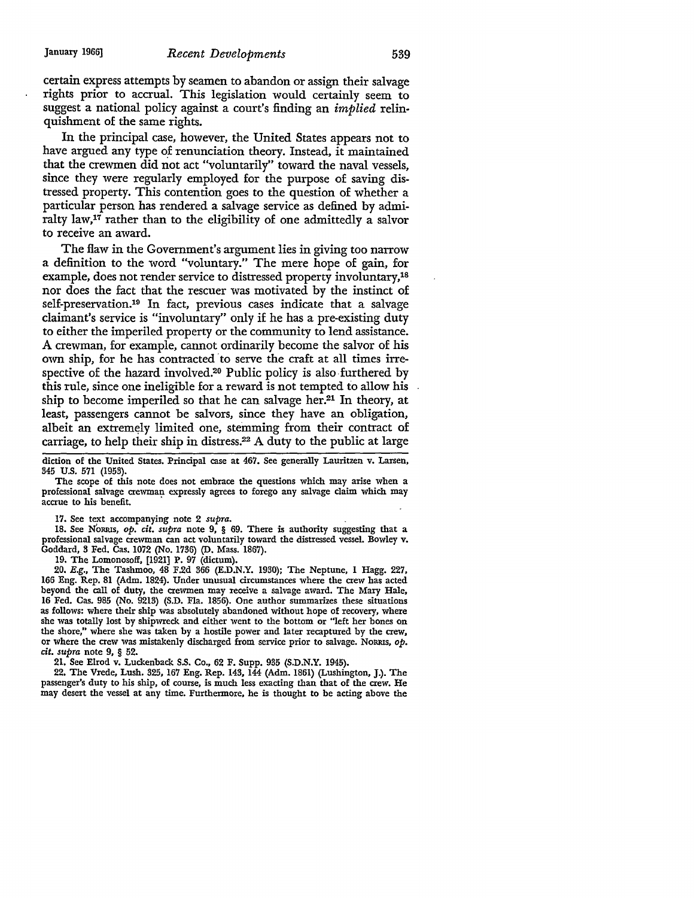certain express attempts by seamen to abandon or assign their salvage rights prior to accrual. This legislation would certainly seem to suggest a national policy against a court's finding an *implied* relinquishment of the same rights.

In the principal case, however, the United States appears not to have argued any type of renunciation theory. Instead, it maintained that the crewmen did not act "voluntarily" toward the naval vessels, since they were regularly employed for the purpose of saving distressed property. This contention goes to the question of whether a particular person has rendered a salvage service as defined by admiralty law,[17] rather than to the eligibility of one admittedly a salvor to receive an award.

The flaw in the Government's argument lies in giving too narrow a definition to the word "voluntary." The mere hope of gain, for example, does not render service to distressed property involuntary,[18] nor does the fact that the rescuer was motivated by the instinct of self-preservation.[19] In fact, previous cases indicate that a salvage claimant's service is "involuntary" only if he has a pre-existing duty to either the imperiled property or the community to lend assistance. A crewman, for example, cannot ordinarily become the salvor of his own ship, for he has contracted to serve the craft at all times irrespective of the hazard involved.[20] Public policy is also furthered by this rule, since one ineligible for a reward is not tempted to allow his ship to become imperiled so that he can salvage her.[21] In theory, at least, passengers cannot be salvors, since they have an obligation, albeit an extremely limited one, stemming from their contract of carriage, to help their ship in distress.[22] A duty to the public at large

---

diction of the United States. Principal case at 467. See generally Lauritzen v. Larsen, 345 U.S. 571 (1953).

The scope of this note does not embrace the questions which may arise when a professional salvage crewman expressly agrees to forego any salvage claim which may accrue to his benefit.

17. See text accompanying note 2 *supra*.

18. See Norris, *op. cit. supra* note 9, § 69. There is authority suggesting that a professional salvage crewman can act voluntarily toward the distressed vessel. Bowley v. Goddard, 3 Fed. Cas. 1072 (No. 1736) (D. Mass. 1867).

19. The Lomonosoff, [1921] P. 97 (dictum).

20. *E.g.*, The Tashmoo, 48 F.2d 366 (E.D.N.Y. 1930); The Neptune, 1 Hagg. 227, 166 Eng. Rep. 81 (Adm. 1824). Under unusual circumstances where the crew has acted beyond the call of duty, the crewmen may receive a salvage award. The Mary Hale, 16 Fed. Cas. 985 (No. 9213) (S.D. Fla. 1856). One author summarizes these situations as follows: where their ship was absolutely abandoned without hope of recovery, where she was totally lost by shipwreck and either went to the bottom or "left her bones on the shore," where she was taken by a hostile power and later recaptured by the crew, or where the crew was mistakenly discharged from service prior to salvage. Norris, *op. cit. supra* note 9, § 52.

21. See Elrod v. Luckenback S.S. Co., 62 F. Supp. 935 (S.D.N.Y. 1945).

22. The Vrede, Lush. 325, 167 Eng. Rep. 143, 144 (Adm. 1861) (Lushington, J.). The passenger's duty to his ship, of course, is much less exacting than that of the crew. He may desert the vessel at any time. Furthermore, he is thought to be acting above the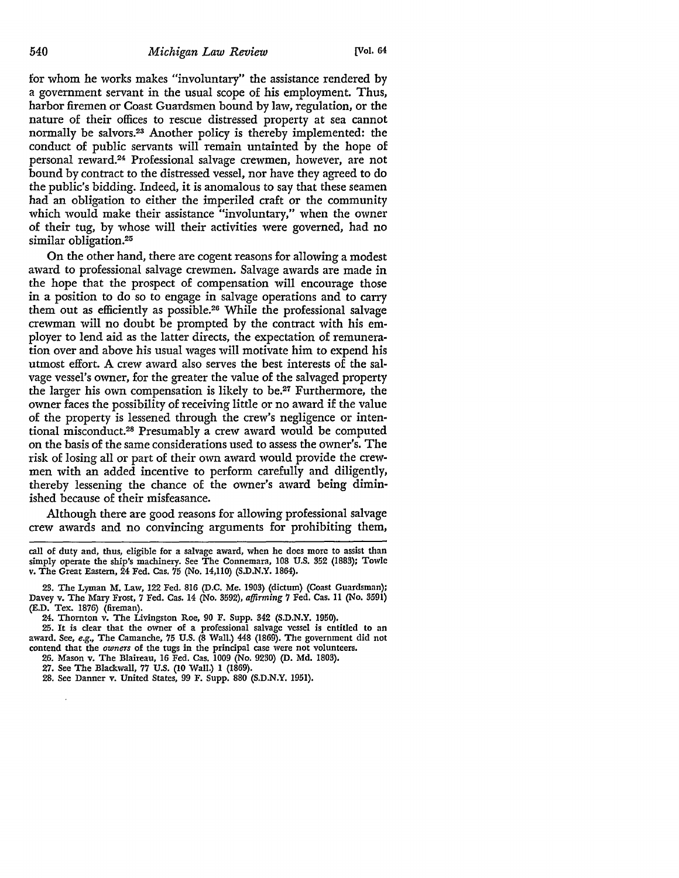for whom he works makes "involuntary" the assistance rendered by a government servant in the usual scope of his employment. Thus, harbor firemen or Coast Guardsmen bound by law, regulation, or the nature of their offices to rescue distressed property at sea cannot normally be salvors.[23] Another policy is thereby implemented: the conduct of public servants will remain untainted by the hope of personal reward.[24] Professional salvage crewmen, however, are not bound by contract to the distressed vessel, nor have they agreed to do the public's bidding. Indeed, it is anomalous to say that these seamen had an obligation to either the imperiled craft or the community which would make their assistance "involuntary," when the owner of their tug, by whose will their activities were governed, had no similar obligation.[25]

On the other hand, there are cogent reasons for allowing a modest award to professional salvage crewmen. Salvage awards are made in the hope that the prospect of compensation will encourage those in a position to do so to engage in salvage operations and to carry them out as efficiently as possible.[26] While the professional salvage crewman will no doubt be prompted by the contract with his employer to lend aid as the latter directs, the expectation of remuneration over and above his usual wages will motivate him to expend his utmost effort. A crew award also serves the best interests of the salvage vessel's owner, for the greater the value of the salvaged property the larger his own compensation is likely to be.[27] Furthermore, the owner faces the possibility of receiving little or no award if the value of the property is lessened through the crew's negligence or intentional misconduct.[28] Presumably a crew award would be computed on the basis of the same considerations used to assess the owner's. The risk of losing all or part of their own award would provide the crewmen with an added incentive to perform carefully and diligently, thereby lessening the chance of the owner's award being diminished because of their misfeasance.

Although there are good reasons for allowing professional salvage crew awards and no convincing arguments for prohibiting them,

---

call of duty and, thus, eligible for a salvage award, when he does more to assist than simply operate the ship's machinery. See The Connemara, 108 U.S. 352 (1883); Towle v. The Great Eastern, 24 Fed. Cas. 75 (No. 14,110) (S.D.N.Y. 1864).

23. The Lyman M. Law, 122 Fed. 816 (D.C. Me. 1903) (dictum) (Coast Guardsman); Davey v. The Mary Frost, 7 Fed. Cas. 14 (No. 3592), *affirming* 7 Fed. Cas. 11 (No. 3591) (E.D. Tex. 1876) (fireman).

24. Thornton v. The Livingston Roe, 90 F. Supp. 342 (S.D.N.Y. 1950).

25. It is clear that the owner of a professional salvage vessel is entitled to an award. See, *e.g.*, The Camanche, 75 U.S. (8 Wall.) 448 (1869). The government did not contend that the *owners* of the tugs in the principal case were not volunteers.

26. Mason v. The Blaireau, 16 Fed. Cas. 1009 (No. 9230) (D. Md. 1803).

27. See The Blackwall, 77 U.S. (10 Wall.) 1 (1869).

28. See Danner v. United States, 99 F. Supp. 880 (S.D.N.Y. 1951).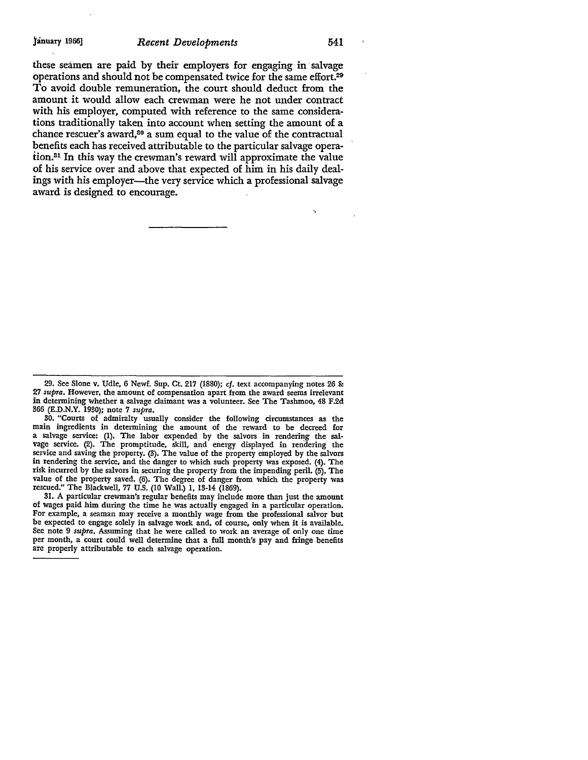these seamen are paid by their employers for engaging in salvage operations and should not be compensated twice for the same effort.[29] To avoid double remuneration, the court should deduct from the amount it would allow each crewman were he not under contract with his employer, computed with reference to the same considerations traditionally taken into account when setting the amount of a chance rescuer's award,[30] a sum equal to the value of the contractual benefits each has received attributable to the particular salvage operation.[31] In this way the crewman's reward will approximate the value of his service over and above that expected of him in his daily dealings with his employer—the very service which a professional salvage award is designed to encourage.

---

29. See Slone v. Udle, 6 Newf. Sup. Ct. 217 (1880); *cf.* text accompanying notes 26 & 27 *supra*. However, the amount of compensation apart from the award seems irrelevant in determining whether a salvage claimant was a volunteer. See The Tashmoo, 48 F.2d 366 (E.D.N.Y. 1930); note 7 *supra*.

30. "Courts of admiralty usually consider the following circumstances as the main ingredients in determining the amount of the reward to be decreed for a salvage service: (1). The labor expended by the salvors in rendering the salvage service. (2). The promptitude, skill, and energy displayed in rendering the service and saving the property. (3). The value of the property employed by the salvors in rendering the service, and the danger to which such property was exposed. (4). The risk incurred by the salvors in securing the property from the impending peril. (5). The value of the property saved. (6). The degree of danger from which the property was rescued." The Blackwell, 77 U.S. (10 Wall.) 1, 13-14 (1869).

31. A particular crewman's regular benefits may include more than just the amount of wages paid him during the time he was actually engaged in a particular operation. For example, a seaman may receive a monthly wage from the professional salvor but be expected to engage solely in salvage work and, of course, only when it is available. See note 9 *supra*. Assuming that he were called to work an average of only one time per month, a court could well determine that a full month's pay and fringe benefits are properly attributable to each salvage operation.